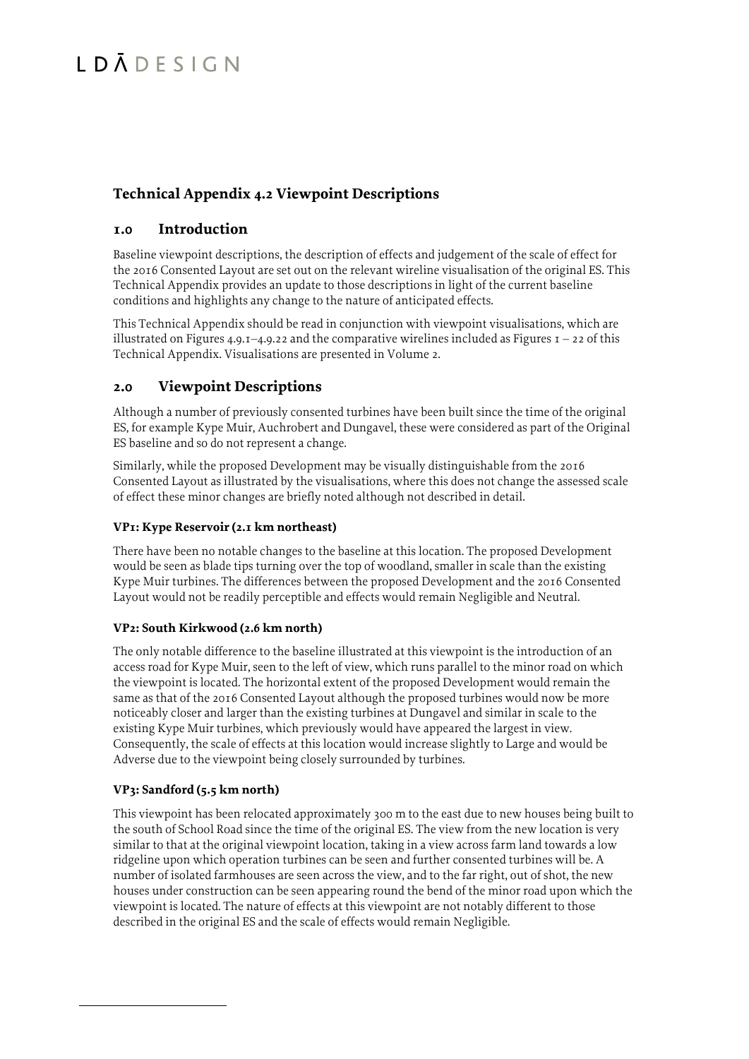# Technical Appendix 4.2 Viewpoint Descriptions

## 1.0 Introduction

Baseline viewpoint descriptions, the description of effects and judgement of the scale of effect for the 2016 Consented Layout are set out on the relevant wireline visualisation of the original ES. This Technical Appendix provides an update to those descriptions in light of the current baseline conditions and highlights any change to the nature of anticipated effects.

This Technical Appendix should be read in conjunction with viewpoint visualisations, which are illustrated on Figures 4.9.1–4.9.22 and the comparative wirelines included as Figures 1 – 22 of this Technical Appendix. Visualisations are presented in Volume 2.

## 2.0 Viewpoint Descriptions

Although a number of previously consented turbines have been built since the time of the original ES, for example Kype Muir, Auchrobert and Dungavel, these were considered as part of the Original ES baseline and so do not represent a change.

Similarly, while the proposed Development may be visually distinguishable from the 2016 Consented Layout as illustrated by the visualisations, where this does not change the assessed scale of effect these minor changes are briefly noted although not described in detail.

#### VP1: Kype Reservoir (2.1 km northeast)

There have been no notable changes to the baseline at this location. The proposed Development would be seen as blade tips turning over the top of woodland, smaller in scale than the existing Kype Muir turbines. The differences between the proposed Development and the 2016 Consented Layout would not be readily perceptible and effects would remain Negligible and Neutral.

#### VP2: South Kirkwood (2.6 km north)

The only notable difference to the baseline illustrated at this viewpoint is the introduction of an access road for Kype Muir, seen to the left of view, which runs parallel to the minor road on which the viewpoint is located. The horizontal extent of the proposed Development would remain the same as that of the 2016 Consented Layout although the proposed turbines would now be more noticeably closer and larger than the existing turbines at Dungavel and similar in scale to the existing Kype Muir turbines, which previously would have appeared the largest in view. Consequently, the scale of effects at this location would increase slightly to Large and would be Adverse due to the viewpoint being closely surrounded by turbines.

#### VP3: Sandford (5.5 km north)

This viewpoint has been relocated approximately 300 m to the east due to new houses being built to the south of School Road since the time of the original ES. The view from the new location is very similar to that at the original viewpoint location, taking in a view across farm land towards a low ridgeline upon which operation turbines can be seen and further consented turbines will be. A number of isolated farmhouses are seen across the view, and to the far right, out of shot, the new houses under construction can be seen appearing round the bend of the minor road upon which the viewpoint is located. The nature of effects at this viewpoint are not notably different to those described in the original ES and the scale of effects would remain Negligible.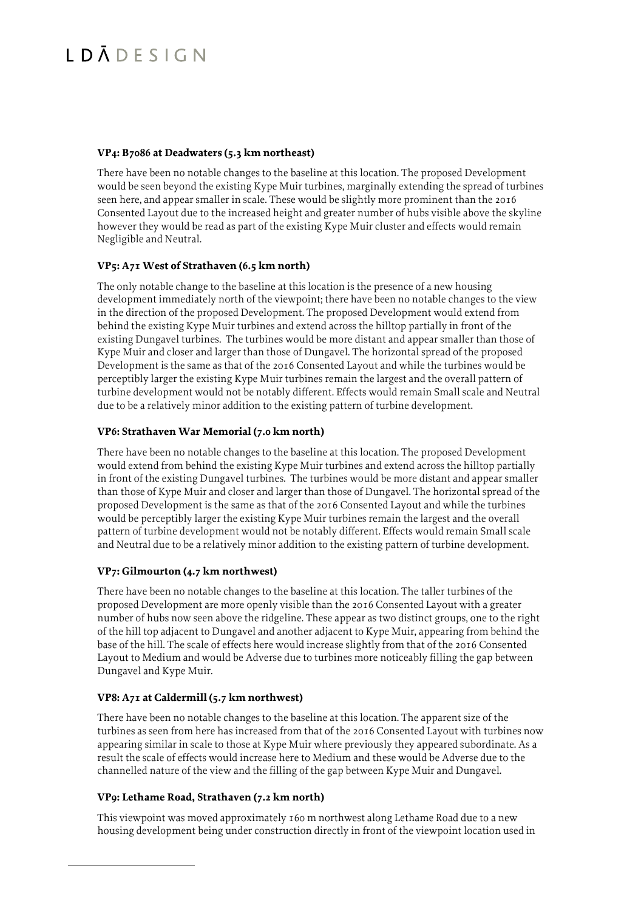### VP4: B7086 at Deadwaters (5.3 km northeast)

There have been no notable changes to the baseline at this location. The proposed Development would be seen beyond the existing Kype Muir turbines, marginally extending the spread of turbines seen here, and appear smaller in scale. These would be slightly more prominent than the 2016 Consented Layout due to the increased height and greater number of hubs visible above the skyline however they would be read as part of the existing Kype Muir cluster and effects would remain Negligible and Neutral.

### VP5: A71 West of Strathaven (6.5 km north)

The only notable change to the baseline at this location is the presence of a new housing development immediately north of the viewpoint; there have been no notable changes to the view in the direction of the proposed Development. The proposed Development would extend from behind the existing Kype Muir turbines and extend across the hilltop partially in front of the existing Dungavel turbines. The turbines would be more distant and appear smaller than those of Kype Muir and closer and larger than those of Dungavel. The horizontal spread of the proposed Development is the same as that of the 2016 Consented Layout and while the turbines would be perceptibly larger the existing Kype Muir turbines remain the largest and the overall pattern of turbine development would not be notably different. Effects would remain Small scale and Neutral due to be a relatively minor addition to the existing pattern of turbine development.

### VP6: Strathaven War Memorial (7.0 km north)

There have been no notable changes to the baseline at this location. The proposed Development would extend from behind the existing Kype Muir turbines and extend across the hilltop partially in front of the existing Dungavel turbines. The turbines would be more distant and appear smaller than those of Kype Muir and closer and larger than those of Dungavel. The horizontal spread of the proposed Development is the same as that of the 2016 Consented Layout and while the turbines would be perceptibly larger the existing Kype Muir turbines remain the largest and the overall pattern of turbine development would not be notably different. Effects would remain Small scale and Neutral due to be a relatively minor addition to the existing pattern of turbine development.

### VP7: Gilmourton (4.7 km northwest)

There have been no notable changes to the baseline at this location. The taller turbines of the proposed Development are more openly visible than the 2016 Consented Layout with a greater number of hubs now seen above the ridgeline. These appear as two distinct groups, one to the right of the hill top adjacent to Dungavel and another adjacent to Kype Muir, appearing from behind the base of the hill. The scale of effects here would increase slightly from that of the 2016 Consented Layout to Medium and would be Adverse due to turbines more noticeably filling the gap between Dungavel and Kype Muir.

### VP8: A71 at Caldermill (5.7 km northwest)

There have been no notable changes to the baseline at this location. The apparent size of the turbines as seen from here has increased from that of the 2016 Consented Layout with turbines now appearing similar in scale to those at Kype Muir where previously they appeared subordinate. As a result the scale of effects would increase here to Medium and these would be Adverse due to the channelled nature of the view and the filling of the gap between Kype Muir and Dungavel.

### VP9: Lethame Road, Strathaven (7.2 km north)

This viewpoint was moved approximately 160 m northwest along Lethame Road due to a new housing development being under construction directly in front of the viewpoint location used in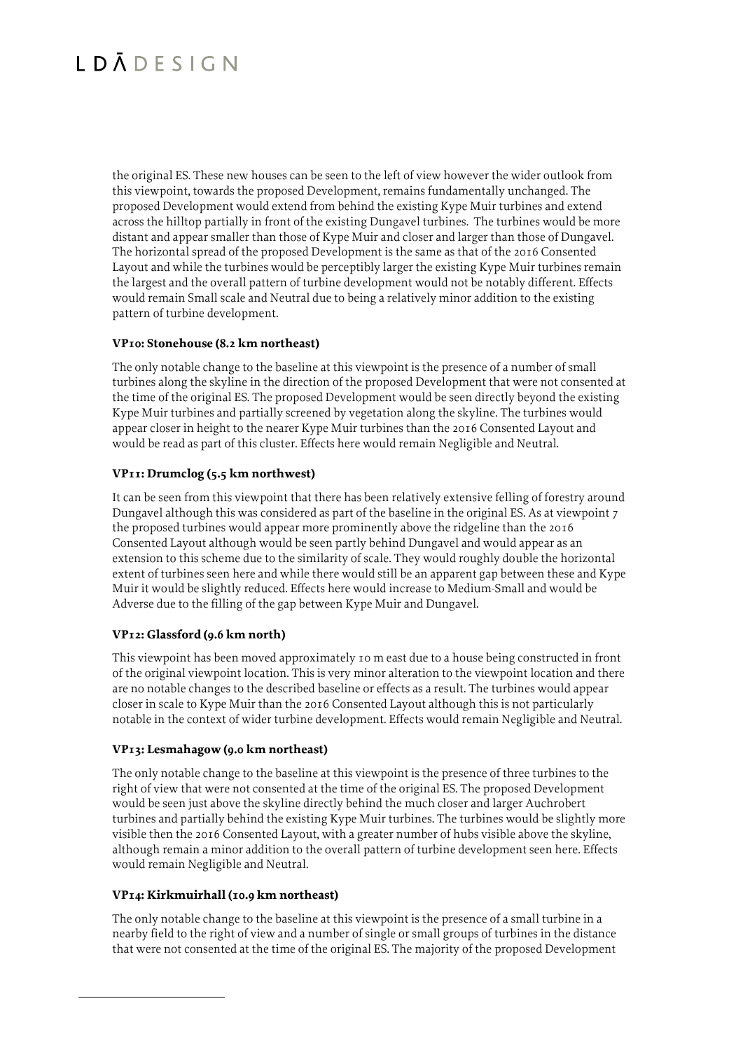the original ES. These new houses can be seen to the left of view however the wider outlook from this viewpoint, towards the proposed Development, remains fundamentally unchanged. The proposed Development would extend from behind the existing Kype Muir turbines and extend across the hilltop partially in front of the existing Dungavel turbines. The turbines would be more distant and appear smaller than those of Kype Muir and closer and larger than those of Dungavel. The horizontal spread of the proposed Development is the same as that of the 2016 Consented Layout and while the turbines would be perceptibly larger the existing Kype Muir turbines remain the largest and the overall pattern of turbine development would not be notably different. Effects would remain Small scale and Neutral due to being a relatively minor addition to the existing pattern of turbine development.

**VP10: Stonehouse (8.2 km northeast)**

The only notable change to the baseline at this viewpoint is the presence of a number of small turbines along the skyline in the direction of the proposed Development that were not consented at the time of the original ES. The proposed Development would be seen directly beyond the existing Kype Muir turbines and partially screened by vegetation along the skyline. The turbines would appear closer in height to the nearer Kype Muir turbines than the 2016 Consented Layout and would be read as part of this cluster. Effects here would remain Negligible and Neutral.

**VP11: Drumclog (5.5 km northwest)**

It can be seen from this viewpoint that there has been relatively extensive felling of forestry around Dungavel although this was considered as part of the baseline in the original ES. As at viewpoint 7 the proposed turbines would appear more prominently above the ridgeline than the 2016 Consented Layout although would be seen partly behind Dungavel and would appear as an extension to this scheme due to the similarity of scale. They would roughly double the horizontal extent of turbines seen here and while there would still be an apparent gap between these and Kype Muir it would be slightly reduced. Effects here would increase to Medium-Small and would be Adverse due to the filling of the gap between Kype Muir and Dungavel.

**VP12: Glassford (9.6 km north)**

This viewpoint has been moved approximately 10 m east due to a house being constructed in front of the original viewpoint location. This is very minor alteration to the viewpoint location and there are no notable changes to the described baseline or effects as a result. The turbines would appear closer in scale to Kype Muir than the 2016 Consented Layout although this is not particularly notable in the context of wider turbine development. Effects would remain Negligible and Neutral.

**VP13: Lesmahagow (9.0 km northeast)**

The only notable change to the baseline at this viewpoint is the presence of three turbines to the right of view that were not consented at the time of the original ES. The proposed Development would be seen just above the skyline directly behind the much closer and larger Auchrobert turbines and partially behind the existing Kype Muir turbines. The turbines would be slightly more visible then the 2016 Consented Layout, with a greater number of hubs visible above the skyline, although remain a minor addition to the overall pattern of turbine development seen here. Effects would remain Negligible and Neutral.

**VP14: Kirkmuirhall (10.9 km northeast)**

The only notable change to the baseline at this viewpoint is the presence of a small turbine in a nearby field to the right of view and a number of single or small groups of turbines in the distance that were not consented at the time of the original ES. The majority of the proposed Development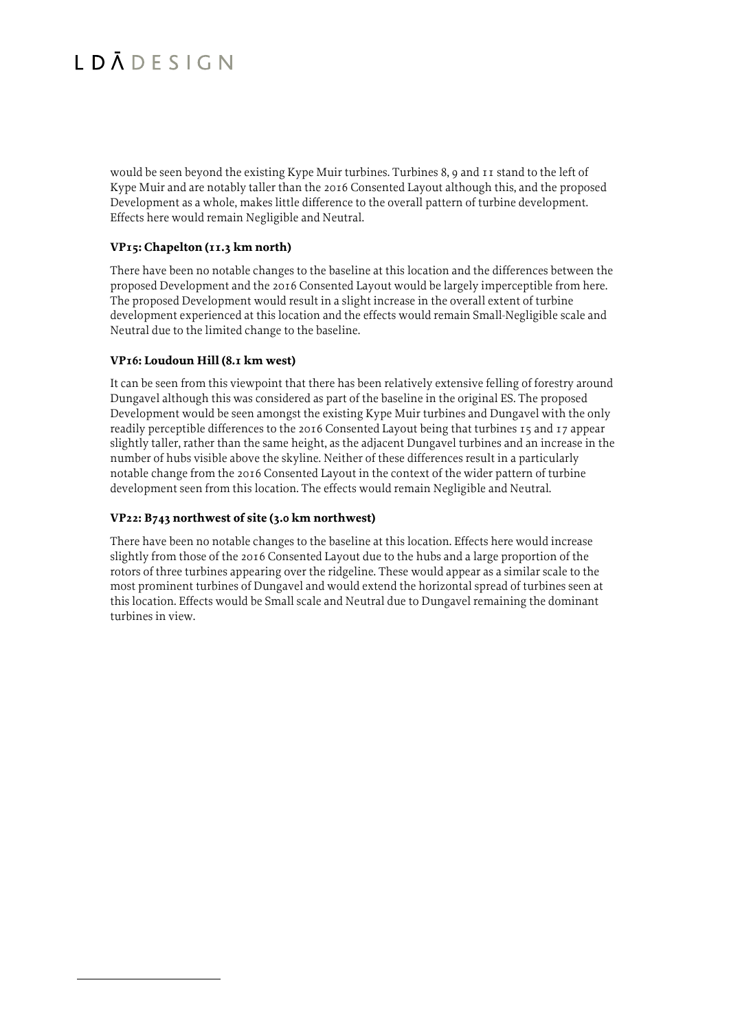would be seen beyond the existing Kype Muir turbines. Turbines 8, 9 and 11 stand to the left of Kype Muir and are notably taller than the 2016 Consented Layout although this, and the proposed Development as a whole, makes little difference to the overall pattern of turbine development. Effects here would remain Negligible and Neutral.

**VP15: Chapelton (11.3 km north)**

There have been no notable changes to the baseline at this location and the differences between the proposed Development and the 2016 Consented Layout would be largely imperceptible from here. The proposed Development would result in a slight increase in the overall extent of turbine development experienced at this location and the effects would remain Small-Negligible scale and Neutral due to the limited change to the baseline.

**VP16: Loudoun Hill (8.1 km west)**

It can be seen from this viewpoint that there has been relatively extensive felling of forestry around Dungavel although this was considered as part of the baseline in the original ES. The proposed Development would be seen amongst the existing Kype Muir turbines and Dungavel with the only readily perceptible differences to the 2016 Consented Layout being that turbines 15 and 17 appear slightly taller, rather than the same height, as the adjacent Dungavel turbines and an increase in the number of hubs visible above the skyline. Neither of these differences result in a particularly notable change from the 2016 Consented Layout in the context of the wider pattern of turbine development seen from this location. The effects would remain Negligible and Neutral.

**VP22: B743 northwest of site (3.0 km northwest)**

There have been no notable changes to the baseline at this location. Effects here would increase slightly from those of the 2016 Consented Layout due to the hubs and a large proportion of the rotors of three turbines appearing over the ridgeline. These would appear as a similar scale to the most prominent turbines of Dungavel and would extend the horizontal spread of turbines seen at this location. Effects would be Small scale and Neutral due to Dungavel remaining the dominant turbines in view.